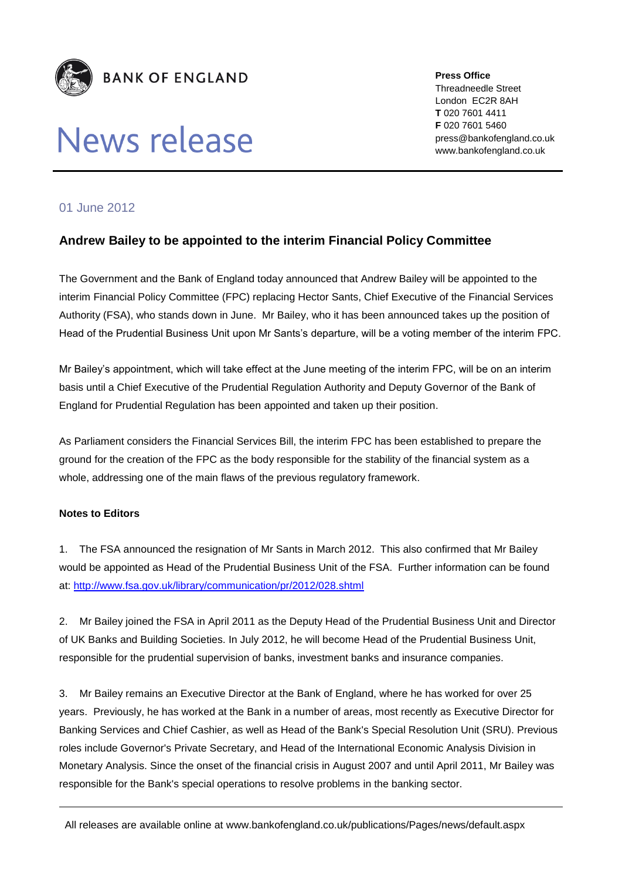**BANK OF ENGLAND**

# News release

**Press Office**
Threadneedle Street
London EC2R 8AH
**T** 020 7601 4411
**F** 020 7601 5460
press@bankofengland.co.uk
www.bankofengland.co.uk

01 June 2012

## Andrew Bailey to be appointed to the interim Financial Policy Committee

The Government and the Bank of England today announced that Andrew Bailey will be appointed to the interim Financial Policy Committee (FPC) replacing Hector Sants, Chief Executive of the Financial Services Authority (FSA), who stands down in June. Mr Bailey, who it has been announced takes up the position of Head of the Prudential Business Unit upon Mr Sants's departure, will be a voting member of the interim FPC.

Mr Bailey's appointment, which will take effect at the June meeting of the interim FPC, will be on an interim basis until a Chief Executive of the Prudential Regulation Authority and Deputy Governor of the Bank of England for Prudential Regulation has been appointed and taken up their position.

As Parliament considers the Financial Services Bill, the interim FPC has been established to prepare the ground for the creation of the FPC as the body responsible for the stability of the financial system as a whole, addressing one of the main flaws of the previous regulatory framework.

**Notes to Editors**

1. The FSA announced the resignation of Mr Sants in March 2012. This also confirmed that Mr Bailey would be appointed as Head of the Prudential Business Unit of the FSA. Further information can be found at: http://www.fsa.gov.uk/library/communication/pr/2012/028.shtml

2. Mr Bailey joined the FSA in April 2011 as the Deputy Head of the Prudential Business Unit and Director of UK Banks and Building Societies. In July 2012, he will become Head of the Prudential Business Unit, responsible for the prudential supervision of banks, investment banks and insurance companies.

3. Mr Bailey remains an Executive Director at the Bank of England, where he has worked for over 25 years. Previously, he has worked at the Bank in a number of areas, most recently as Executive Director for Banking Services and Chief Cashier, as well as Head of the Bank's Special Resolution Unit (SRU). Previous roles include Governor's Private Secretary, and Head of the International Economic Analysis Division in Monetary Analysis. Since the onset of the financial crisis in August 2007 and until April 2011, Mr Bailey was responsible for the Bank's special operations to resolve problems in the banking sector.

All releases are available online at www.bankofengland.co.uk/publications/Pages/news/default.aspx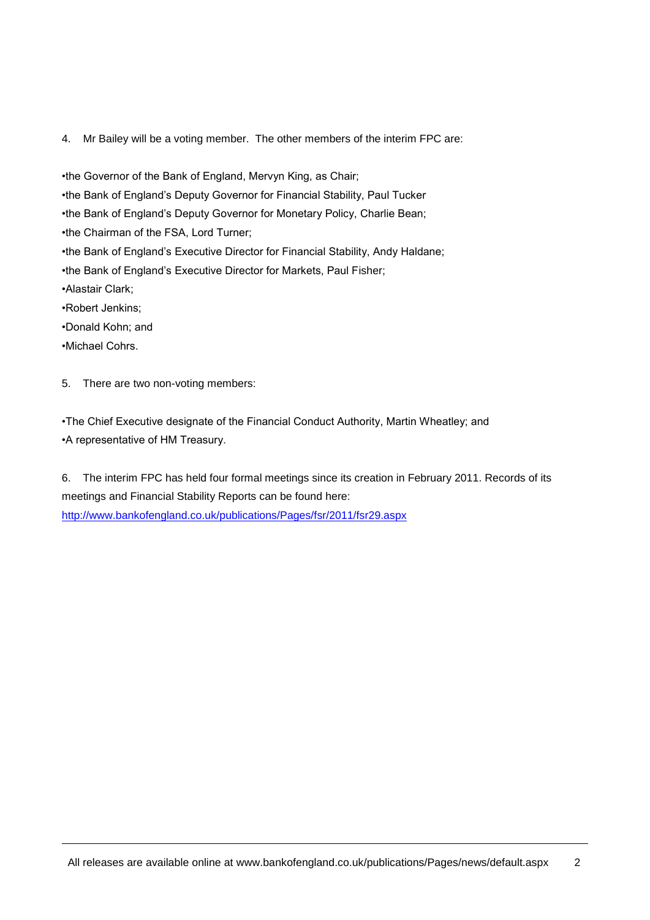4. Mr Bailey will be a voting member. The other members of the interim FPC are:

•the Governor of the Bank of England, Mervyn King, as Chair;
•the Bank of England's Deputy Governor for Financial Stability, Paul Tucker
•the Bank of England's Deputy Governor for Monetary Policy, Charlie Bean;
•the Chairman of the FSA, Lord Turner;
•the Bank of England's Executive Director for Financial Stability, Andy Haldane;
•the Bank of England's Executive Director for Markets, Paul Fisher;
•Alastair Clark;
•Robert Jenkins;
•Donald Kohn; and
•Michael Cohrs.

5. There are two non-voting members:

•The Chief Executive designate of the Financial Conduct Authority, Martin Wheatley; and
•A representative of HM Treasury.

6. The interim FPC has held four formal meetings since its creation in February 2011. Records of its meetings and Financial Stability Reports can be found here:
http://www.bankofengland.co.uk/publications/Pages/fsr/2011/fsr29.aspx